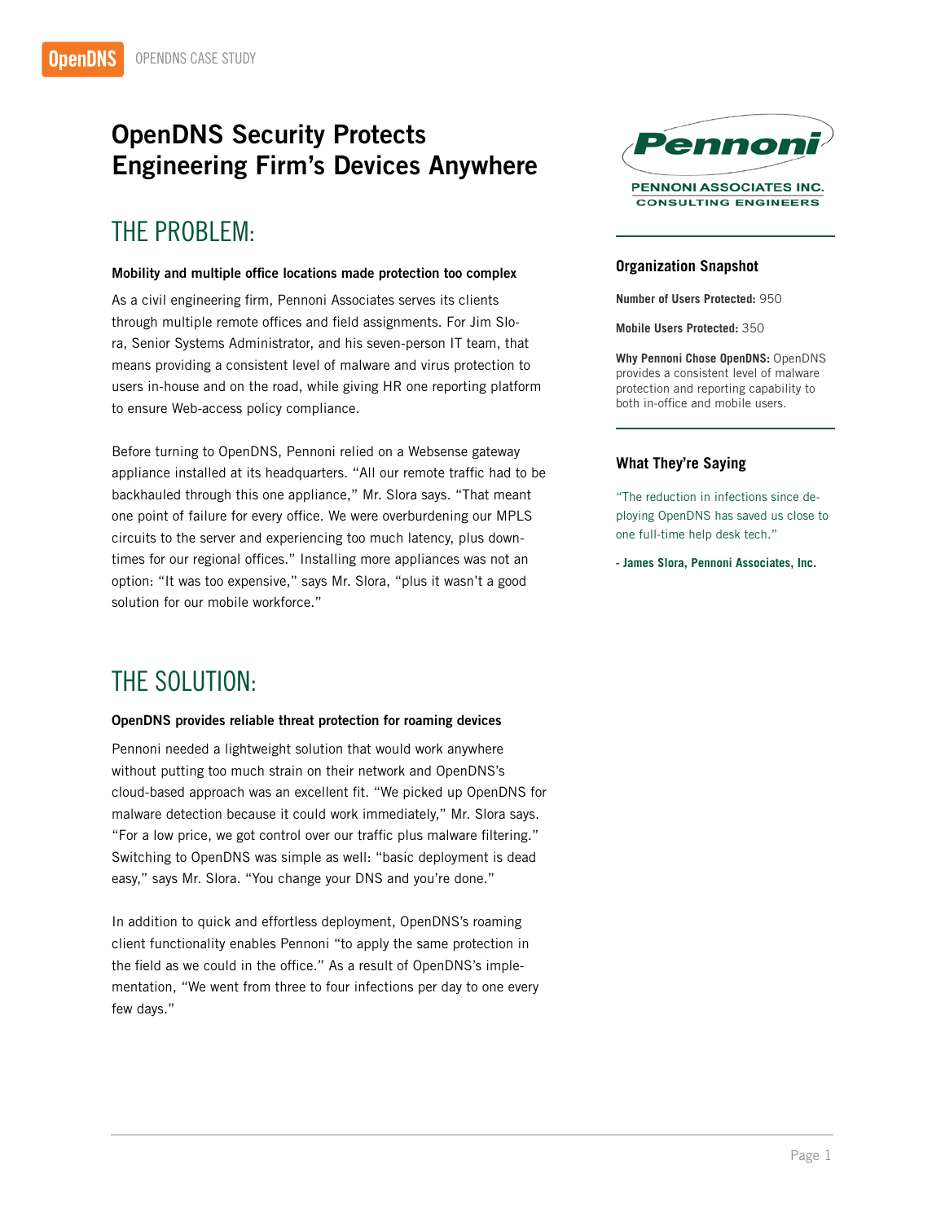# OpenDNS Security Protects Engineering Firm's Devices Anywhere

## THE PROBLEM:

**Mobility and multiple office locations made protection too complex**

As a civil engineering firm, Pennoni Associates serves its clients through multiple remote offices and field assignments. For Jim Slora, Senior Systems Administrator, and his seven-person IT team, that means providing a consistent level of malware and virus protection to users in-house and on the road, while giving HR one reporting platform to ensure Web-access policy compliance.

Before turning to OpenDNS, Pennoni relied on a Websense gateway appliance installed at its headquarters. "All our remote traffic had to be backhauled through this one appliance," Mr. Slora says. "That meant one point of failure for every office. We were overburdening our MPLS circuits to the server and experiencing too much latency, plus downtimes for our regional offices." Installing more appliances was not an option: "It was too expensive," says Mr. Slora, "plus it wasn't a good solution for our mobile workforce."

## THE SOLUTION:

**OpenDNS provides reliable threat protection for roaming devices**

Pennoni needed a lightweight solution that would work anywhere without putting too much strain on their network and OpenDNS's cloud-based approach was an excellent fit. "We picked up OpenDNS for malware detection because it could work immediately," Mr. Slora says. "For a low price, we got control over our traffic plus malware filtering." Switching to OpenDNS was simple as well: "basic deployment is dead easy," says Mr. Slora. "You change your DNS and you're done."

In addition to quick and effortless deployment, OpenDNS's roaming client functionality enables Pennoni "to apply the same protection in the field as we could in the office." As a result of OpenDNS's implementation, "We went from three to four infections per day to one every few days."

PENNONI ASSOCIATES INC.
CONSULTING ENGINEERS

### Organization Snapshot

**Number of Users Protected:** 950

**Mobile Users Protected:** 350

**Why Pennoni Chose OpenDNS:** OpenDNS provides a consistent level of malware protection and reporting capability to both in-office and mobile users.

### What They're Saying

"The reduction in infections since deploying OpenDNS has saved us close to one full-time help desk tech."

**- James Slora, Pennoni Associates, Inc.**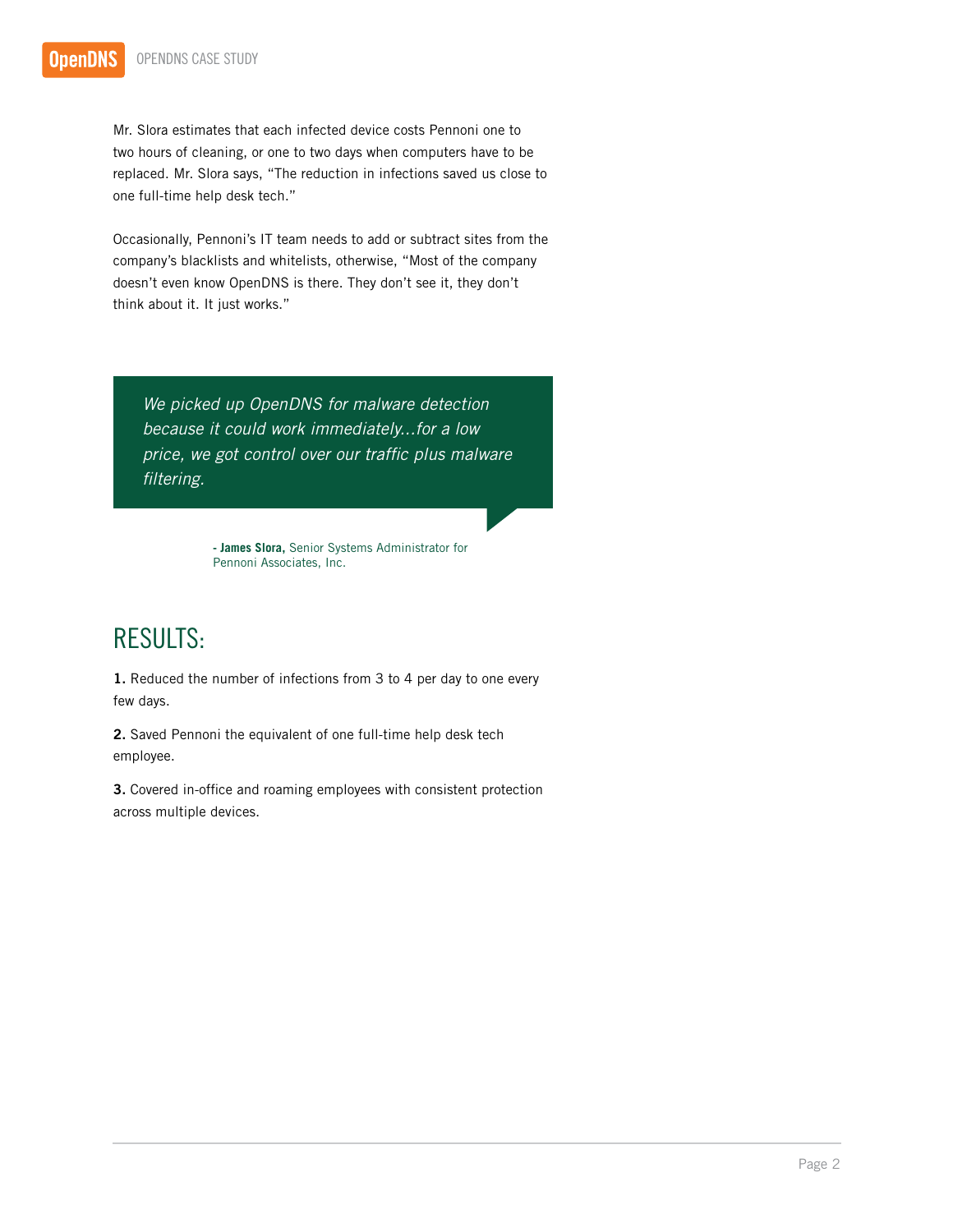Mr. Slora estimates that each infected device costs Pennoni one to two hours of cleaning, or one to two days when computers have to be replaced. Mr. Slora says, "The reduction in infections saved us close to one full-time help desk tech."

Occasionally, Pennoni's IT team needs to add or subtract sites from the company's blacklists and whitelists, otherwise, "Most of the company doesn't even know OpenDNS is there. They don't see it, they don't think about it. It just works."

> *We picked up OpenDNS for malware detection because it could work immediately...for a low price, we got control over our traffic plus malware filtering.*
>
> **- James Slora,** Senior Systems Administrator for Pennoni Associates, Inc.

## RESULTS:

**1.** Reduced the number of infections from 3 to 4 per day to one every few days.

**2.** Saved Pennoni the equivalent of one full-time help desk tech employee.

**3.** Covered in-office and roaming employees with consistent protection across multiple devices.